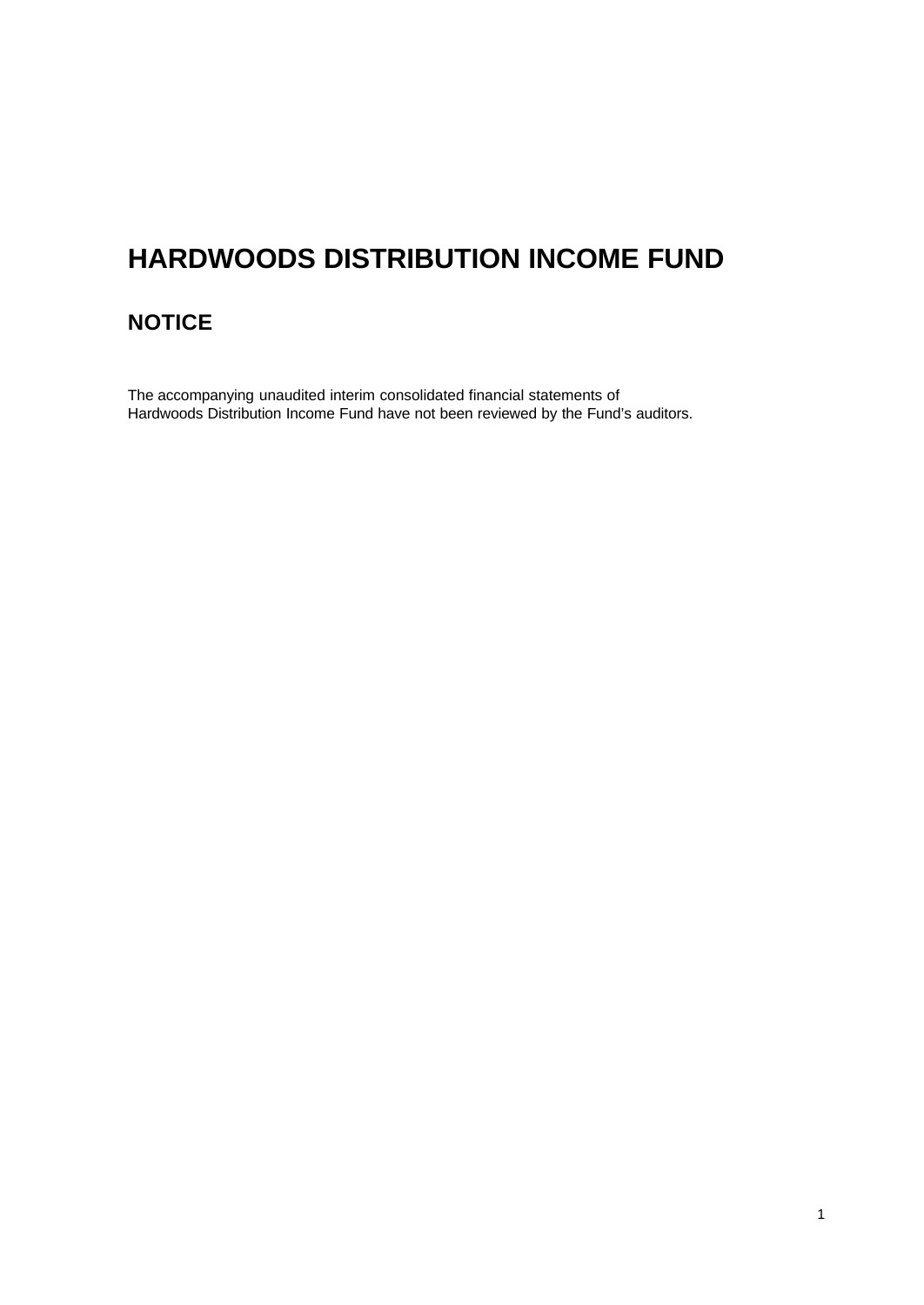# HARDWOODS DISTRIBUTION INCOME FUND

## NOTICE

The accompanying unaudited interim consolidated financial statements of Hardwoods Distribution Income Fund have not been reviewed by the Fund's auditors.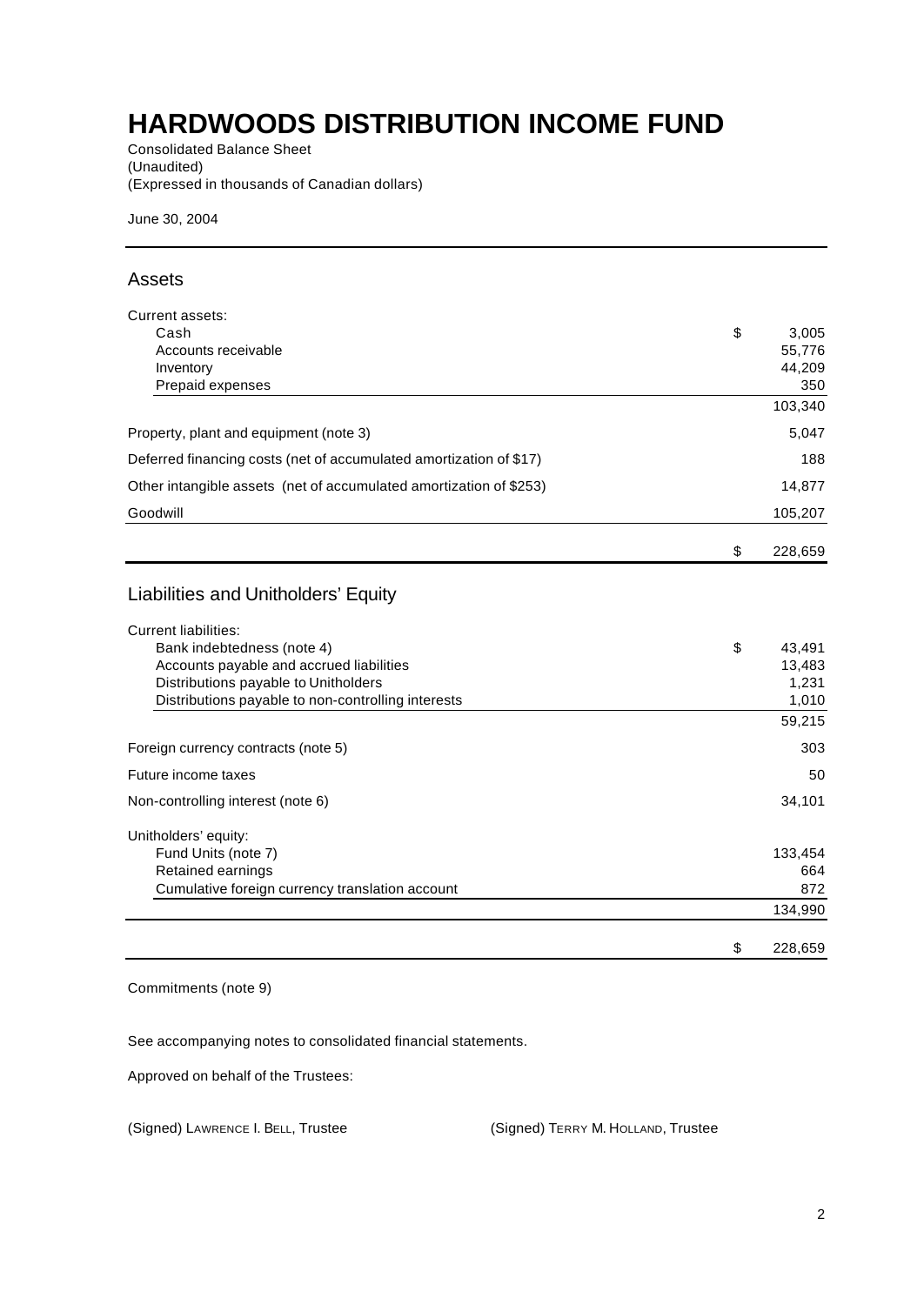# HARDWOODS DISTRIBUTION INCOME FUND

Consolidated Balance Sheet
(Unaudited)
(Expressed in thousands of Canadian dollars)

June 30, 2004

## Assets

| | |
|---|---:|
| Current assets: | |
| Cash | $ 3,005 |
| Accounts receivable | 55,776 |
| Inventory | 44,209 |
| Prepaid expenses | 350 |
| | 103,340 |
| Property, plant and equipment (note 3) | 5,047 |
| Deferred financing costs (net of accumulated amortization of $17) | 188 |
| Other intangible assets (net of accumulated amortization of $253) | 14,877 |
| Goodwill | 105,207 |
| | $ 228,659 |

## Liabilities and Unitholders' Equity

| | |
|---|---:|
| Current liabilities: | |
| Bank indebtedness (note 4) | $ 43,491 |
| Accounts payable and accrued liabilities | 13,483 |
| Distributions payable to Unitholders | 1,231 |
| Distributions payable to non-controlling interests | 1,010 |
| | 59,215 |
| Foreign currency contracts (note 5) | 303 |
| Future income taxes | 50 |
| Non-controlling interest (note 6) | 34,101 |
| Unitholders' equity: | |
| Fund Units (note 7) | 133,454 |
| Retained earnings | 664 |
| Cumulative foreign currency translation account | 872 |
| | 134,990 |
| | $ 228,659 |

Commitments (note 9)

See accompanying notes to consolidated financial statements.

Approved on behalf of the Trustees:

(Signed) LAWRENCE I. BELL, Trustee

(Signed) TERRY M. HOLLAND, Trustee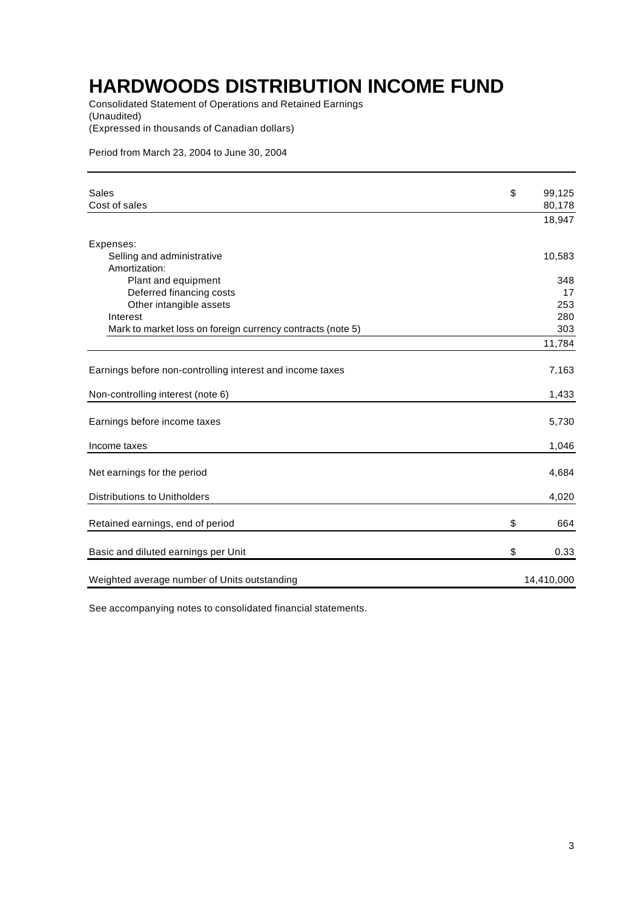# HARDWOODS DISTRIBUTION INCOME FUND

Consolidated Statement of Operations and Retained Earnings
(Unaudited)
(Expressed in thousands of Canadian dollars)

Period from March 23, 2004 to June 30, 2004

| | | |
|---|---|---|
| Sales | $ | 99,125 |
| Cost of sales | | 80,178 |
| | | 18,947 |
| Expenses: | | |
| Selling and administrative | | 10,583 |
| Amortization: | | |
| Plant and equipment | | 348 |
| Deferred financing costs | | 17 |
| Other intangible assets | | 253 |
| Interest | | 280 |
| Mark to market loss on foreign currency contracts (note 5) | | 303 |
| | | 11,784 |
| Earnings before non-controlling interest and income taxes | | 7,163 |
| Non-controlling interest (note 6) | | 1,433 |
| Earnings before income taxes | | 5,730 |
| Income taxes | | 1,046 |
| Net earnings for the period | | 4,684 |
| Distributions to Unitholders | | 4,020 |
| Retained earnings, end of period | $ | 664 |
| Basic and diluted earnings per Unit | $ | 0.33 |
| Weighted average number of Units outstanding | | 14,410,000 |

See accompanying notes to consolidated financial statements.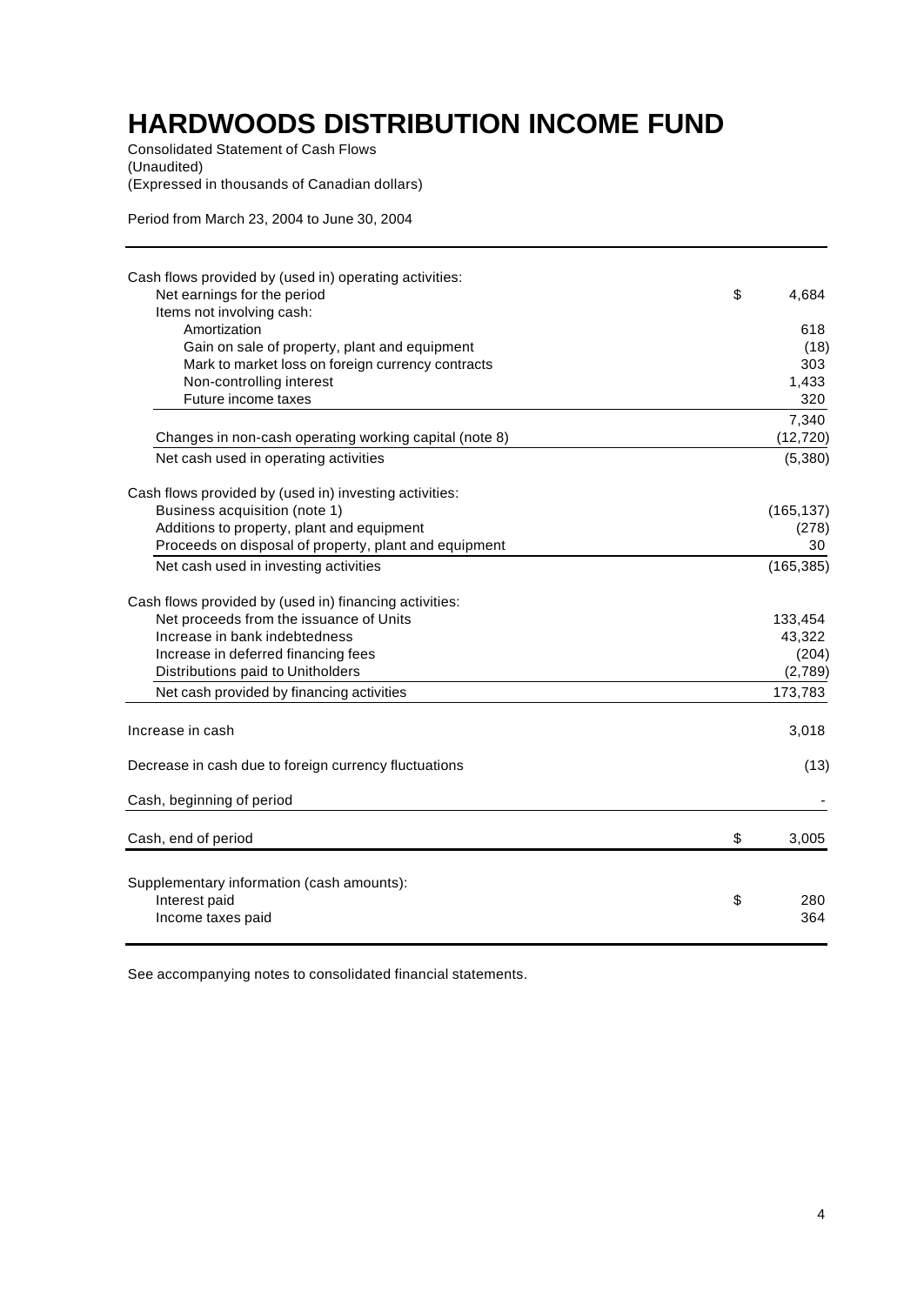# HARDWOODS DISTRIBUTION INCOME FUND

Consolidated Statement of Cash Flows
(Unaudited)
(Expressed in thousands of Canadian dollars)

Period from March 23, 2004 to June 30, 2004

| | |
|---|---|
| Cash flows provided by (used in) operating activities: | |
| Net earnings for the period | $ 4,684 |
| Items not involving cash: | |
| Amortization | 618 |
| Gain on sale of property, plant and equipment | (18) |
| Mark to market loss on foreign currency contracts | 303 |
| Non-controlling interest | 1,433 |
| Future income taxes | 320 |
| | 7,340 |
| Changes in non-cash operating working capital (note 8) | (12,720) |
| Net cash used in operating activities | (5,380) |
| | |
| Cash flows provided by (used in) investing activities: | |
| Business acquisition (note 1) | (165,137) |
| Additions to property, plant and equipment | (278) |
| Proceeds on disposal of property, plant and equipment | 30 |
| Net cash used in investing activities | (165,385) |
| | |
| Cash flows provided by (used in) financing activities: | |
| Net proceeds from the issuance of Units | 133,454 |
| Increase in bank indebtedness | 43,322 |
| Increase in deferred financing fees | (204) |
| Distributions paid to Unitholders | (2,789) |
| Net cash provided by financing activities | 173,783 |
| | |
| Increase in cash | 3,018 |
| | |
| Decrease in cash due to foreign currency fluctuations | (13) |
| | |
| Cash, beginning of period | - |
| | |
| Cash, end of period | $ 3,005 |
| | |
| Supplementary information (cash amounts): | |
| Interest paid | $ 280 |
| Income taxes paid | 364 |

See accompanying notes to consolidated financial statements.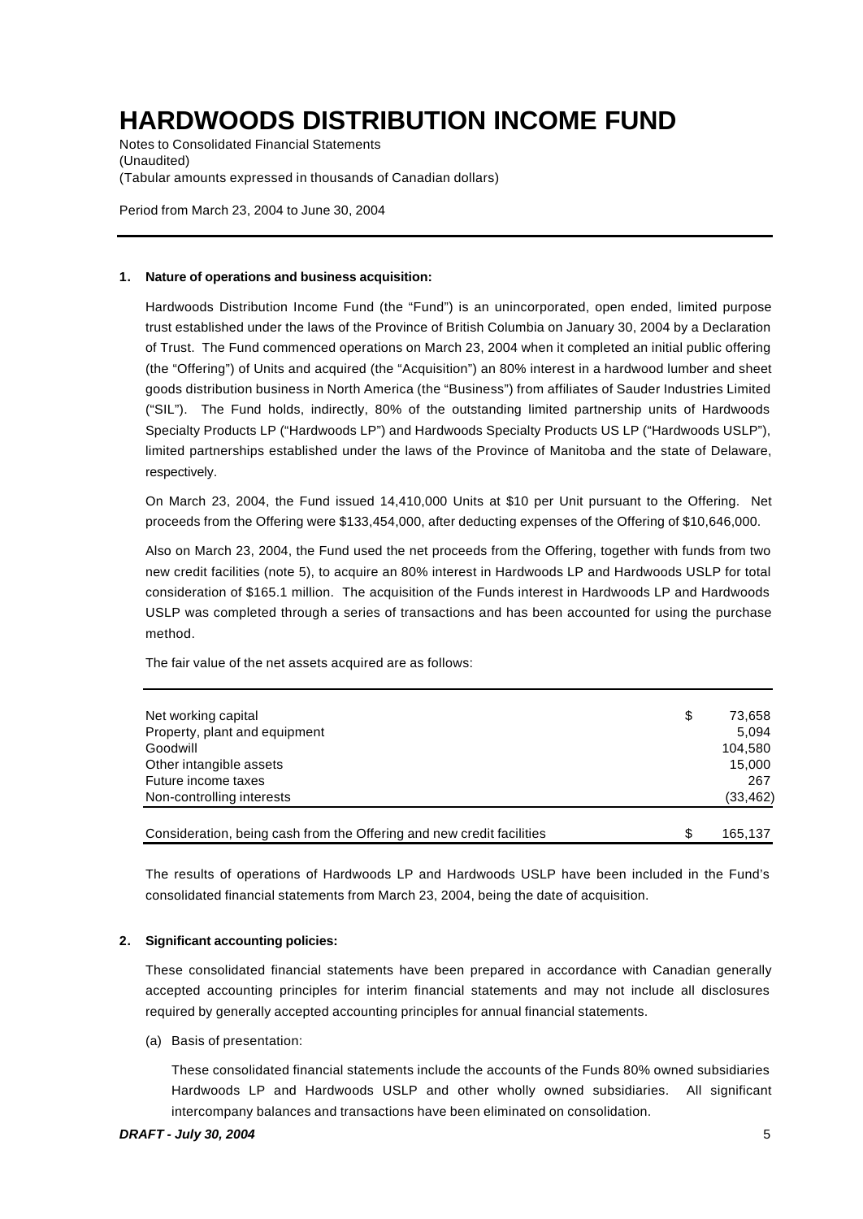# HARDWOODS DISTRIBUTION INCOME FUND

Notes to Consolidated Financial Statements
(Unaudited)
(Tabular amounts expressed in thousands of Canadian dollars)

Period from March 23, 2004 to June 30, 2004

**1. Nature of operations and business acquisition:**

Hardwoods Distribution Income Fund (the "Fund") is an unincorporated, open ended, limited purpose trust established under the laws of the Province of British Columbia on January 30, 2004 by a Declaration of Trust. The Fund commenced operations on March 23, 2004 when it completed an initial public offering (the "Offering") of Units and acquired (the "Acquisition") an 80% interest in a hardwood lumber and sheet goods distribution business in North America (the "Business") from affiliates of Sauder Industries Limited ("SIL"). The Fund holds, indirectly, 80% of the outstanding limited partnership units of Hardwoods Specialty Products LP ("Hardwoods LP") and Hardwoods Specialty Products US LP ("Hardwoods USLP"), limited partnerships established under the laws of the Province of Manitoba and the state of Delaware, respectively.

On March 23, 2004, the Fund issued 14,410,000 Units at $10 per Unit pursuant to the Offering. Net proceeds from the Offering were $133,454,000, after deducting expenses of the Offering of $10,646,000.

Also on March 23, 2004, the Fund used the net proceeds from the Offering, together with funds from two new credit facilities (note 5), to acquire an 80% interest in Hardwoods LP and Hardwoods USLP for total consideration of $165.1 million. The acquisition of the Funds interest in Hardwoods LP and Hardwoods USLP was completed through a series of transactions and has been accounted for using the purchase method.

The fair value of the net assets acquired are as follows:

| | |
|---|---|
| Net working capital | $ 73,658 |
| Property, plant and equipment | 5,094 |
| Goodwill | 104,580 |
| Other intangible assets | 15,000 |
| Future income taxes | 267 |
| Non-controlling interests | (33,462) |
| Consideration, being cash from the Offering and new credit facilities | $ 165,137 |

The results of operations of Hardwoods LP and Hardwoods USLP have been included in the Fund's consolidated financial statements from March 23, 2004, being the date of acquisition.

**2. Significant accounting policies:**

These consolidated financial statements have been prepared in accordance with Canadian generally accepted accounting principles for interim financial statements and may not include all disclosures required by generally accepted accounting principles for annual financial statements.

(a) Basis of presentation:

These consolidated financial statements include the accounts of the Funds 80% owned subsidiaries Hardwoods LP and Hardwoods USLP and other wholly owned subsidiaries. All significant intercompany balances and transactions have been eliminated on consolidation.

*DRAFT - July 30, 2004*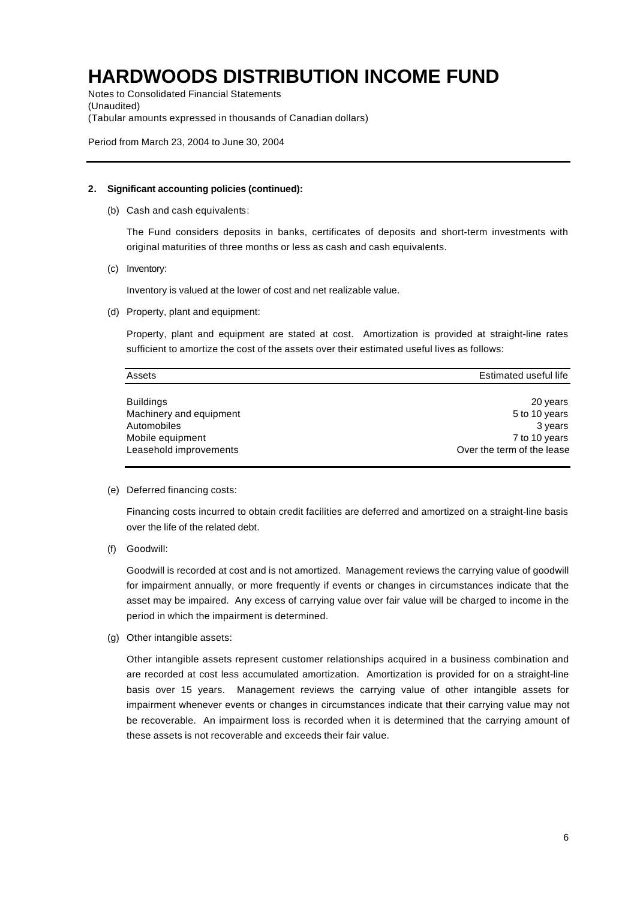# HARDWOODS DISTRIBUTION INCOME FUND

Notes to Consolidated Financial Statements
(Unaudited)
(Tabular amounts expressed in thousands of Canadian dollars)

Period from March 23, 2004 to June 30, 2004

**2. Significant accounting policies (continued):**

(b) Cash and cash equivalents:

The Fund considers deposits in banks, certificates of deposits and short-term investments with original maturities of three months or less as cash and cash equivalents.

(c) Inventory:

Inventory is valued at the lower of cost and net realizable value.

(d) Property, plant and equipment:

Property, plant and equipment are stated at cost. Amortization is provided at straight-line rates sufficient to amortize the cost of the assets over their estimated useful lives as follows:

| Assets | Estimated useful life |
|---|---|
| Buildings | 20 years |
| Machinery and equipment | 5 to 10 years |
| Automobiles | 3 years |
| Mobile equipment | 7 to 10 years |
| Leasehold improvements | Over the term of the lease |

(e) Deferred financing costs:

Financing costs incurred to obtain credit facilities are deferred and amortized on a straight-line basis over the life of the related debt.

(f) Goodwill:

Goodwill is recorded at cost and is not amortized. Management reviews the carrying value of goodwill for impairment annually, or more frequently if events or changes in circumstances indicate that the asset may be impaired. Any excess of carrying value over fair value will be charged to income in the period in which the impairment is determined.

(g) Other intangible assets:

Other intangible assets represent customer relationships acquired in a business combination and are recorded at cost less accumulated amortization. Amortization is provided for on a straight-line basis over 15 years. Management reviews the carrying value of other intangible assets for impairment whenever events or changes in circumstances indicate that their carrying value may not be recoverable. An impairment loss is recorded when it is determined that the carrying amount of these assets is not recoverable and exceeds their fair value.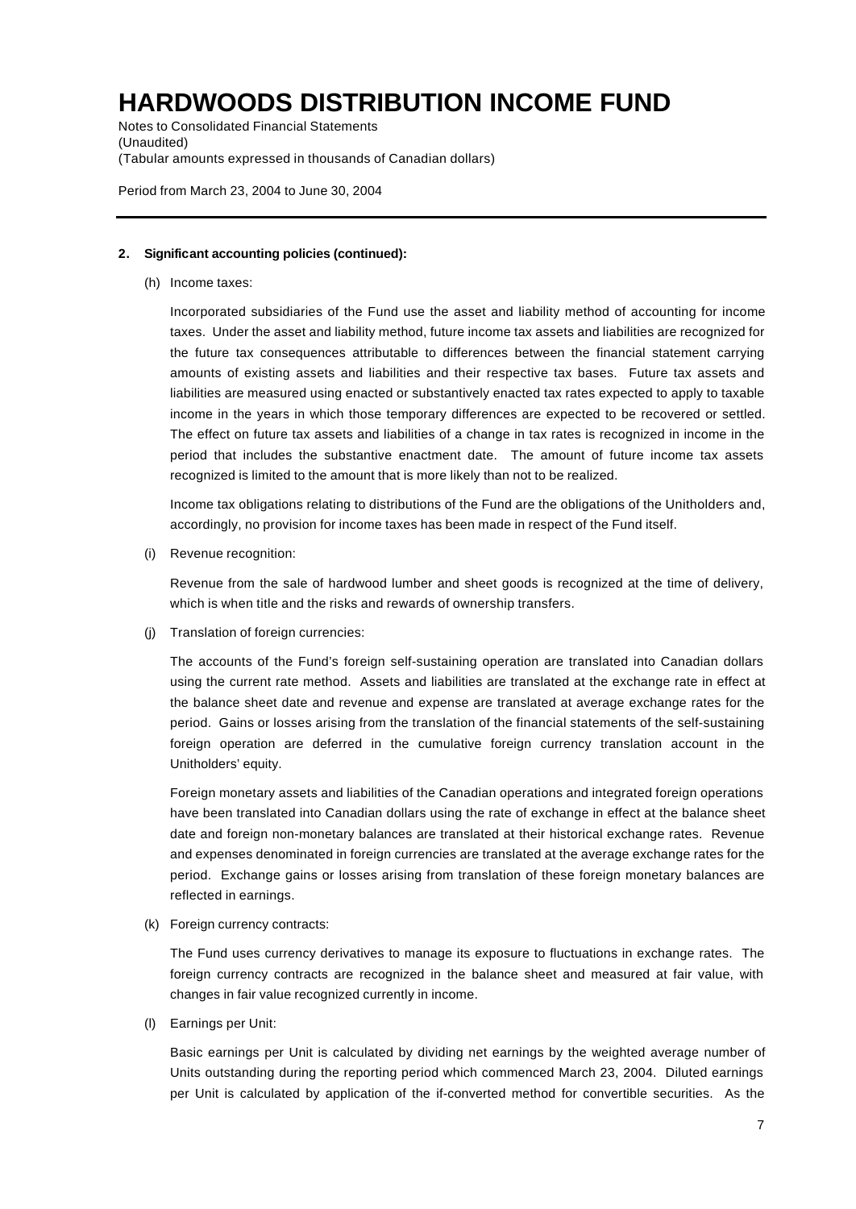# HARDWOODS DISTRIBUTION INCOME FUND

Notes to Consolidated Financial Statements
(Unaudited)
(Tabular amounts expressed in thousands of Canadian dollars)

Period from March 23, 2004 to June 30, 2004

**2. Significant accounting policies (continued):**

(h) Income taxes:

Incorporated subsidiaries of the Fund use the asset and liability method of accounting for income taxes. Under the asset and liability method, future income tax assets and liabilities are recognized for the future tax consequences attributable to differences between the financial statement carrying amounts of existing assets and liabilities and their respective tax bases. Future tax assets and liabilities are measured using enacted or substantively enacted tax rates expected to apply to taxable income in the years in which those temporary differences are expected to be recovered or settled. The effect on future tax assets and liabilities of a change in tax rates is recognized in income in the period that includes the substantive enactment date. The amount of future income tax assets recognized is limited to the amount that is more likely than not to be realized.

Income tax obligations relating to distributions of the Fund are the obligations of the Unitholders and, accordingly, no provision for income taxes has been made in respect of the Fund itself.

(i) Revenue recognition:

Revenue from the sale of hardwood lumber and sheet goods is recognized at the time of delivery, which is when title and the risks and rewards of ownership transfers.

(j) Translation of foreign currencies:

The accounts of the Fund's foreign self-sustaining operation are translated into Canadian dollars using the current rate method. Assets and liabilities are translated at the exchange rate in effect at the balance sheet date and revenue and expense are translated at average exchange rates for the period. Gains or losses arising from the translation of the financial statements of the self-sustaining foreign operation are deferred in the cumulative foreign currency translation account in the Unitholders' equity.

Foreign monetary assets and liabilities of the Canadian operations and integrated foreign operations have been translated into Canadian dollars using the rate of exchange in effect at the balance sheet date and foreign non-monetary balances are translated at their historical exchange rates. Revenue and expenses denominated in foreign currencies are translated at the average exchange rates for the period. Exchange gains or losses arising from translation of these foreign monetary balances are reflected in earnings.

(k) Foreign currency contracts:

The Fund uses currency derivatives to manage its exposure to fluctuations in exchange rates. The foreign currency contracts are recognized in the balance sheet and measured at fair value, with changes in fair value recognized currently in income.

(l) Earnings per Unit:

Basic earnings per Unit is calculated by dividing net earnings by the weighted average number of Units outstanding during the reporting period which commenced March 23, 2004. Diluted earnings per Unit is calculated by application of the if-converted method for convertible securities. As the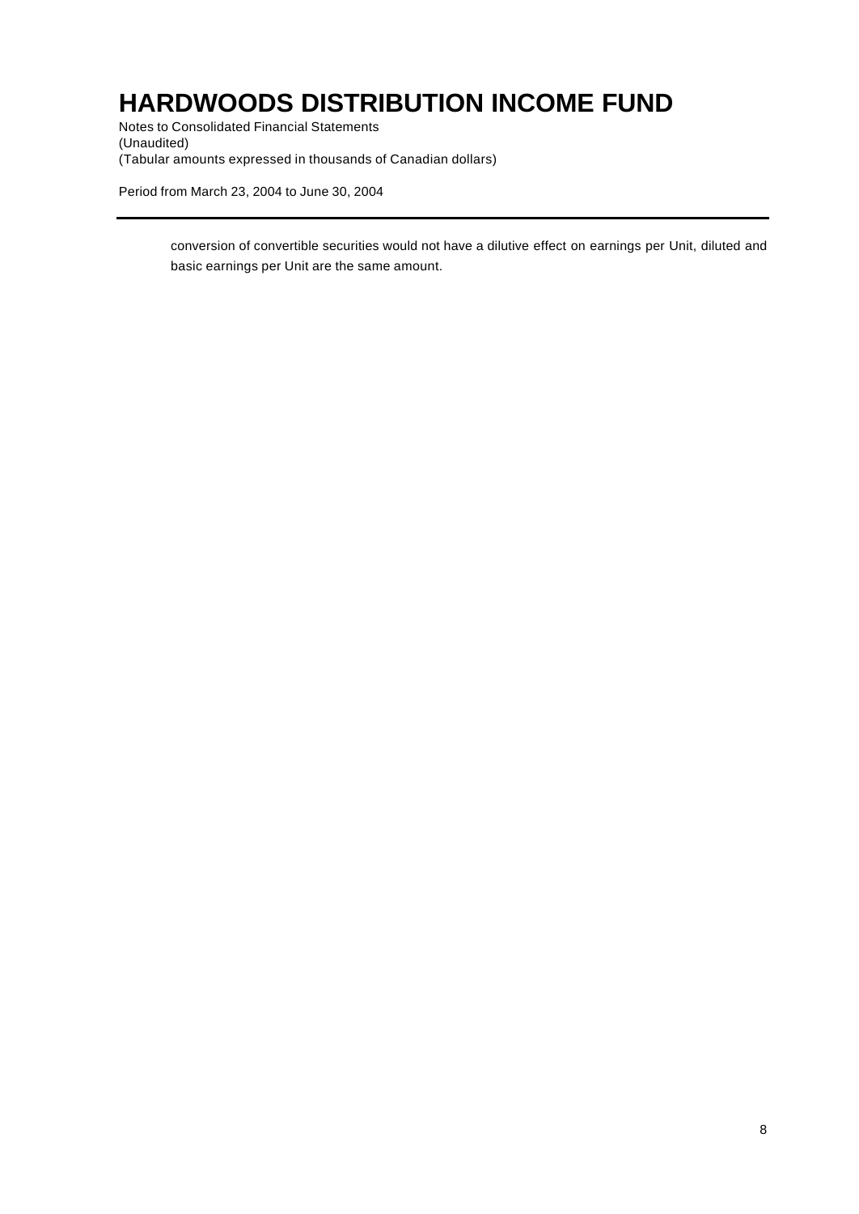conversion of convertible securities would not have a dilutive effect on earnings per Unit, diluted and basic earnings per Unit are the same amount.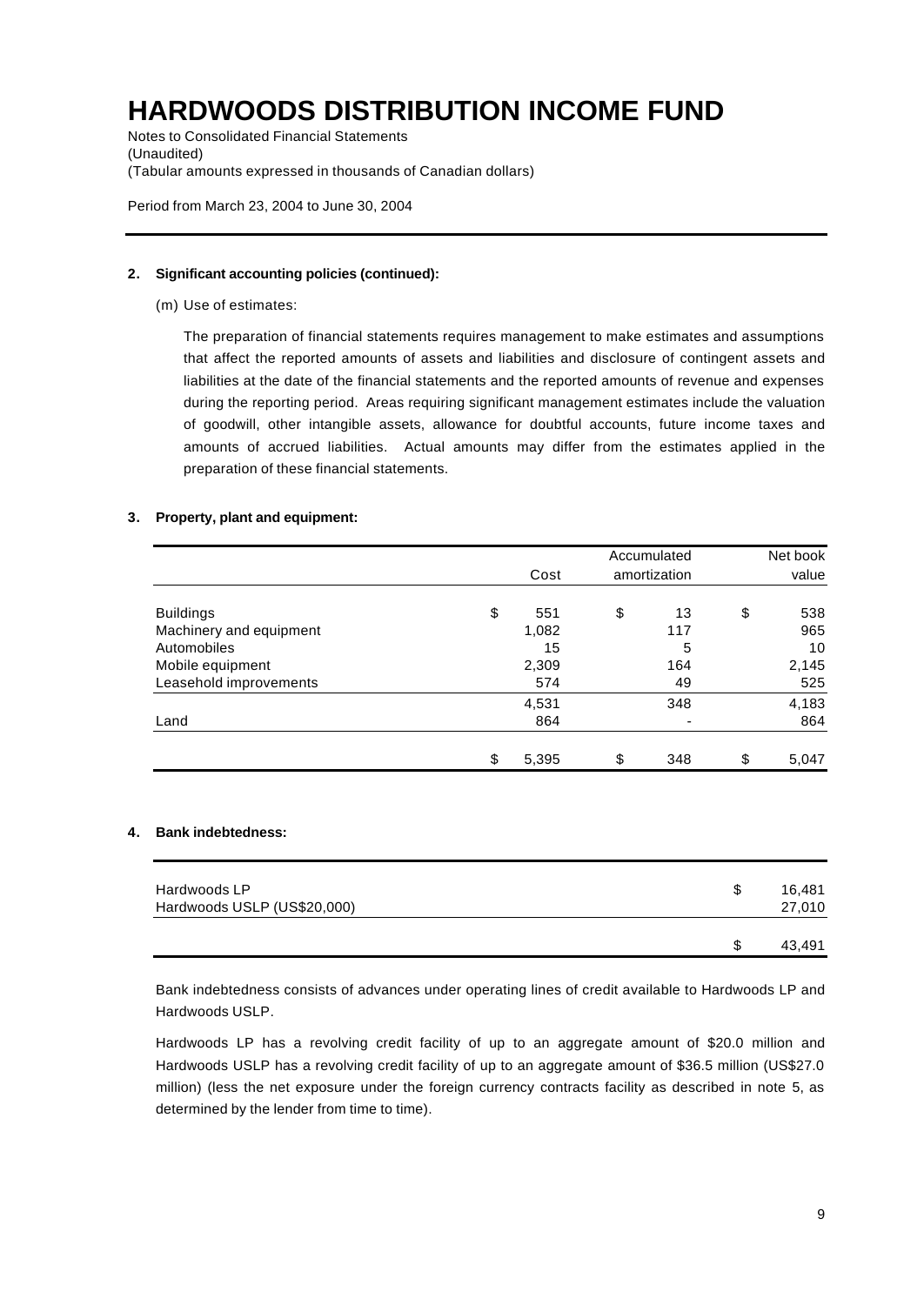# HARDWOODS DISTRIBUTION INCOME FUND

Notes to Consolidated Financial Statements
(Unaudited)
(Tabular amounts expressed in thousands of Canadian dollars)

Period from March 23, 2004 to June 30, 2004

**2. Significant accounting policies (continued):**

(m) Use of estimates:

The preparation of financial statements requires management to make estimates and assumptions that affect the reported amounts of assets and liabilities and disclosure of contingent assets and liabilities at the date of the financial statements and the reported amounts of revenue and expenses during the reporting period. Areas requiring significant management estimates include the valuation of goodwill, other intangible assets, allowance for doubtful accounts, future income taxes and amounts of accrued liabilities. Actual amounts may differ from the estimates applied in the preparation of these financial statements.

**3. Property, plant and equipment:**

| | Cost | Accumulated amortization | Net book value |
|---|---|---|---|
| Buildings | $ 551 | $ 13 | $ 538 |
| Machinery and equipment | 1,082 | 117 | 965 |
| Automobiles | 15 | 5 | 10 |
| Mobile equipment | 2,309 | 164 | 2,145 |
| Leasehold improvements | 574 | 49 | 525 |
| | 4,531 | 348 | 4,183 |
| Land | 864 | - | 864 |
| | $ 5,395 | $ 348 | $ 5,047 |

**4. Bank indebtedness:**

| | |
|---|---|
| Hardwoods LP | $ 16,481 |
| Hardwoods USLP (US$20,000) | 27,010 |
| | $ 43,491 |

Bank indebtedness consists of advances under operating lines of credit available to Hardwoods LP and Hardwoods USLP.

Hardwoods LP has a revolving credit facility of up to an aggregate amount of $20.0 million and Hardwoods USLP has a revolving credit facility of up to an aggregate amount of $36.5 million (US$27.0 million) (less the net exposure under the foreign currency contracts facility as described in note 5, as determined by the lender from time to time).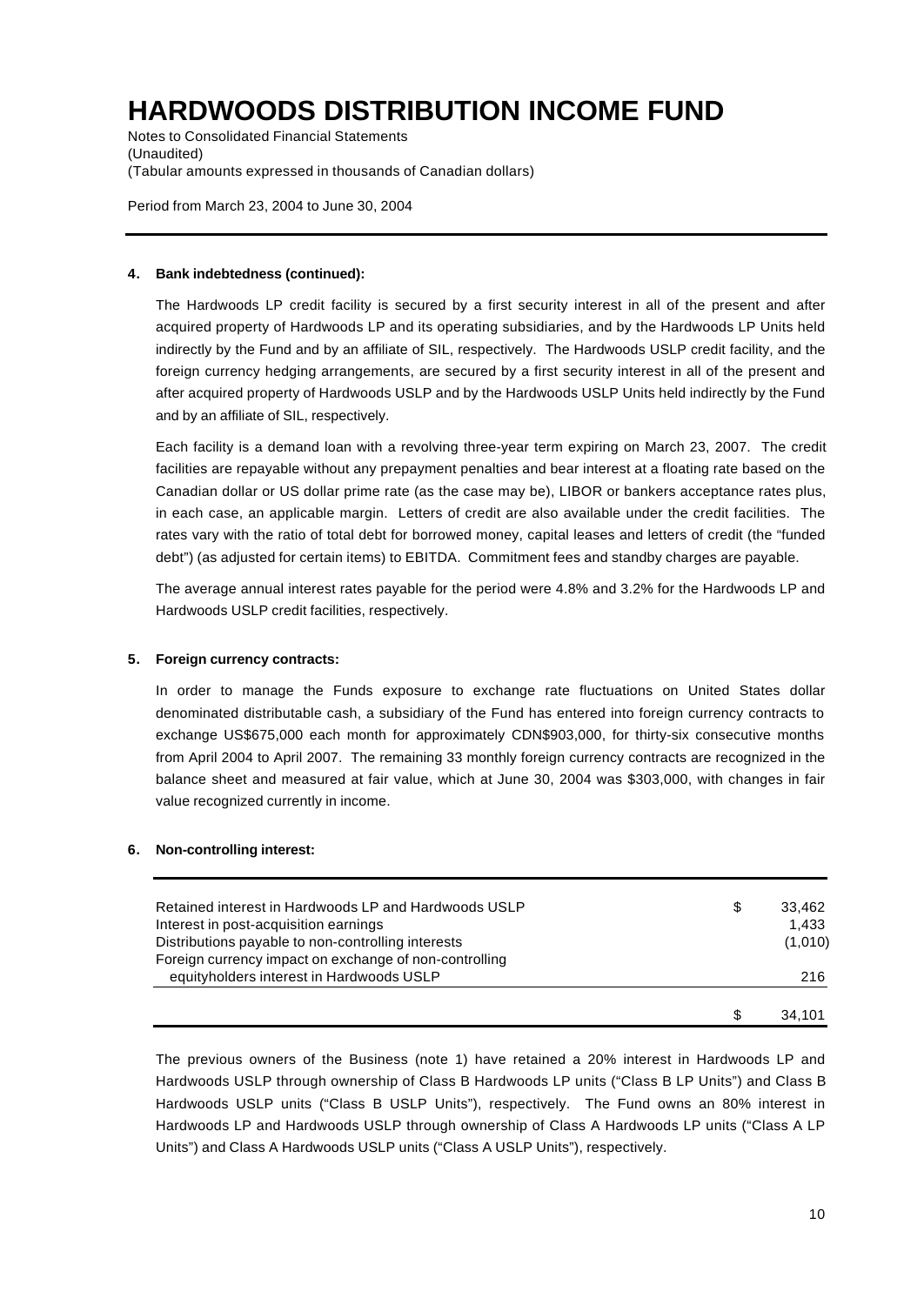# HARDWOODS DISTRIBUTION INCOME FUND

Notes to Consolidated Financial Statements
(Unaudited)
(Tabular amounts expressed in thousands of Canadian dollars)

Period from March 23, 2004 to June 30, 2004

**4. Bank indebtedness (continued):**

The Hardwoods LP credit facility is secured by a first security interest in all of the present and after acquired property of Hardwoods LP and its operating subsidiaries, and by the Hardwoods LP Units held indirectly by the Fund and by an affiliate of SIL, respectively. The Hardwoods USLP credit facility, and the foreign currency hedging arrangements, are secured by a first security interest in all of the present and after acquired property of Hardwoods USLP and by the Hardwoods USLP Units held indirectly by the Fund and by an affiliate of SIL, respectively.

Each facility is a demand loan with a revolving three-year term expiring on March 23, 2007. The credit facilities are repayable without any prepayment penalties and bear interest at a floating rate based on the Canadian dollar or US dollar prime rate (as the case may be), LIBOR or bankers acceptance rates plus, in each case, an applicable margin. Letters of credit are also available under the credit facilities. The rates vary with the ratio of total debt for borrowed money, capital leases and letters of credit (the "funded debt") (as adjusted for certain items) to EBITDA. Commitment fees and standby charges are payable.

The average annual interest rates payable for the period were 4.8% and 3.2% for the Hardwoods LP and Hardwoods USLP credit facilities, respectively.

**5. Foreign currency contracts:**

In order to manage the Funds exposure to exchange rate fluctuations on United States dollar denominated distributable cash, a subsidiary of the Fund has entered into foreign currency contracts to exchange US$675,000 each month for approximately CDN$903,000, for thirty-six consecutive months from April 2004 to April 2007. The remaining 33 monthly foreign currency contracts are recognized in the balance sheet and measured at fair value, which at June 30, 2004 was $303,000, with changes in fair value recognized currently in income.

**6. Non-controlling interest:**

| | | |
|---|---|---|
| Retained interest in Hardwoods LP and Hardwoods USLP | $ | 33,462 |
| Interest in post-acquisition earnings | | 1,433 |
| Distributions payable to non-controlling interests | | (1,010) |
| Foreign currency impact on exchange of non-controlling equityholders interest in Hardwoods USLP | | 216 |
| | $ | 34,101 |

The previous owners of the Business (note 1) have retained a 20% interest in Hardwoods LP and Hardwoods USLP through ownership of Class B Hardwoods LP units ("Class B LP Units") and Class B Hardwoods USLP units ("Class B USLP Units"), respectively. The Fund owns an 80% interest in Hardwoods LP and Hardwoods USLP through ownership of Class A Hardwoods LP units ("Class A LP Units") and Class A Hardwoods USLP units ("Class A USLP Units"), respectively.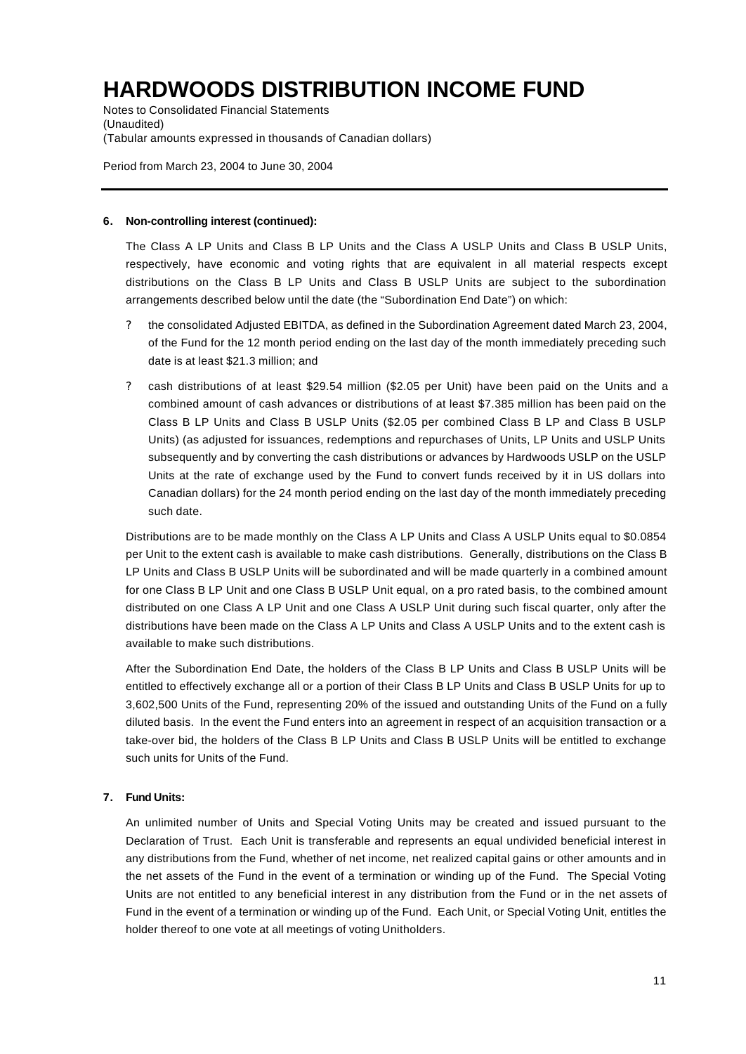# HARDWOODS DISTRIBUTION INCOME FUND

Notes to Consolidated Financial Statements
(Unaudited)
(Tabular amounts expressed in thousands of Canadian dollars)

Period from March 23, 2004 to June 30, 2004

---

**6. Non-controlling interest (continued):**

The Class A LP Units and Class B LP Units and the Class A USLP Units and Class B USLP Units, respectively, have economic and voting rights that are equivalent in all material respects except distributions on the Class B LP Units and Class B USLP Units are subject to the subordination arrangements described below until the date (the "Subordination End Date") on which:

- the consolidated Adjusted EBITDA, as defined in the Subordination Agreement dated March 23, 2004, of the Fund for the 12 month period ending on the last day of the month immediately preceding such date is at least $21.3 million; and
- cash distributions of at least $29.54 million ($2.05 per Unit) have been paid on the Units and a combined amount of cash advances or distributions of at least $7.385 million has been paid on the Class B LP Units and Class B USLP Units ($2.05 per combined Class B LP and Class B USLP Units) (as adjusted for issuances, redemptions and repurchases of Units, LP Units and USLP Units subsequently and by converting the cash distributions or advances by Hardwoods USLP on the USLP Units at the rate of exchange used by the Fund to convert funds received by it in US dollars into Canadian dollars) for the 24 month period ending on the last day of the month immediately preceding such date.

Distributions are to be made monthly on the Class A LP Units and Class A USLP Units equal to $0.0854 per Unit to the extent cash is available to make cash distributions. Generally, distributions on the Class B LP Units and Class B USLP Units will be subordinated and will be made quarterly in a combined amount for one Class B LP Unit and one Class B USLP Unit equal, on a pro rated basis, to the combined amount distributed on one Class A LP Unit and one Class A USLP Unit during such fiscal quarter, only after the distributions have been made on the Class A LP Units and Class A USLP Units and to the extent cash is available to make such distributions.

After the Subordination End Date, the holders of the Class B LP Units and Class B USLP Units will be entitled to effectively exchange all or a portion of their Class B LP Units and Class B USLP Units for up to 3,602,500 Units of the Fund, representing 20% of the issued and outstanding Units of the Fund on a fully diluted basis. In the event the Fund enters into an agreement in respect of an acquisition transaction or a take-over bid, the holders of the Class B LP Units and Class B USLP Units will be entitled to exchange such units for Units of the Fund.

**7. Fund Units:**

An unlimited number of Units and Special Voting Units may be created and issued pursuant to the Declaration of Trust. Each Unit is transferable and represents an equal undivided beneficial interest in any distributions from the Fund, whether of net income, net realized capital gains or other amounts and in the net assets of the Fund in the event of a termination or winding up of the Fund. The Special Voting Units are not entitled to any beneficial interest in any distribution from the Fund or in the net assets of Fund in the event of a termination or winding up of the Fund. Each Unit, or Special Voting Unit, entitles the holder thereof to one vote at all meetings of voting Unitholders.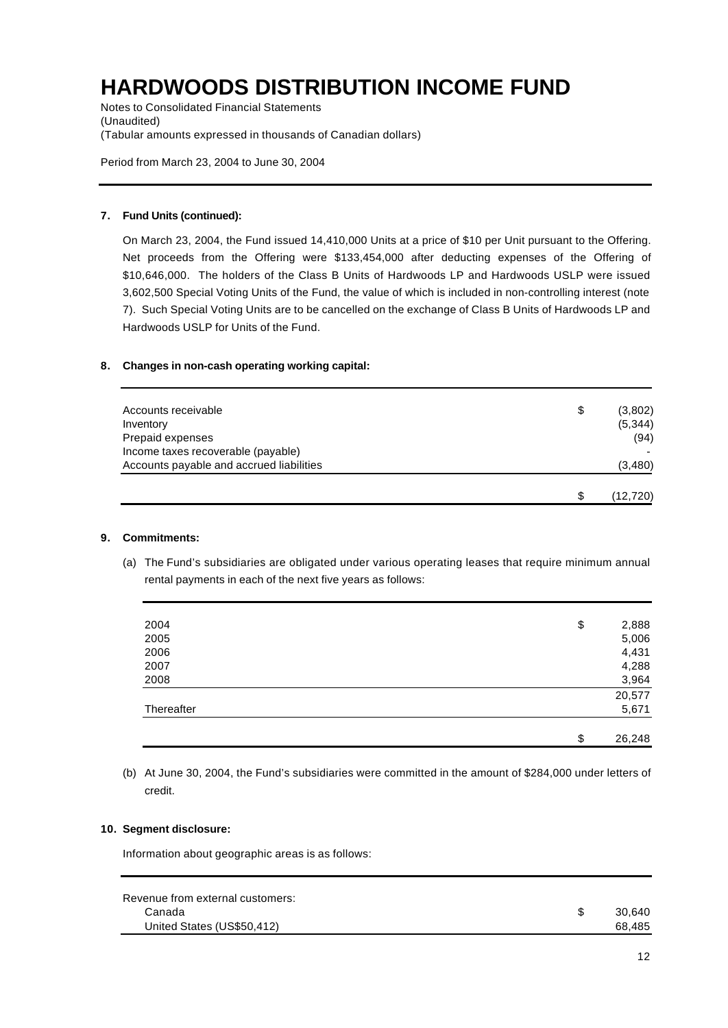# HARDWOODS DISTRIBUTION INCOME FUND

Notes to Consolidated Financial Statements
(Unaudited)
(Tabular amounts expressed in thousands of Canadian dollars)

Period from March 23, 2004 to June 30, 2004

**7. Fund Units (continued):**

On March 23, 2004, the Fund issued 14,410,000 Units at a price of $10 per Unit pursuant to the Offering. Net proceeds from the Offering were $133,454,000 after deducting expenses of the Offering of $10,646,000. The holders of the Class B Units of Hardwoods LP and Hardwoods USLP were issued 3,602,500 Special Voting Units of the Fund, the value of which is included in non-controlling interest (note 7). Such Special Voting Units are to be cancelled on the exchange of Class B Units of Hardwoods LP and Hardwoods USLP for Units of the Fund.

**8. Changes in non-cash operating working capital:**

| | | |
|---|---|---|
| Accounts receivable | $ | (3,802) |
| Inventory | | (5,344) |
| Prepaid expenses | | (94) |
| Income taxes recoverable (payable) | | - |
| Accounts payable and accrued liabilities | | (3,480) |
| | $ | (12,720) |

**9. Commitments:**

(a) The Fund's subsidiaries are obligated under various operating leases that require minimum annual rental payments in each of the next five years as follows:

| | | |
|---|---|---|
| 2004 | $ | 2,888 |
| 2005 | | 5,006 |
| 2006 | | 4,431 |
| 2007 | | 4,288 |
| 2008 | | 3,964 |
| | | 20,577 |
| Thereafter | | 5,671 |
| | $ | 26,248 |

(b) At June 30, 2004, the Fund's subsidiaries were committed in the amount of $284,000 under letters of credit.

**10. Segment disclosure:**

Information about geographic areas is as follows:

| | | |
|---|---|---|
| Revenue from external customers: | | |
| Canada | $ | 30,640 |
| United States (US$50,412) | | 68,485 |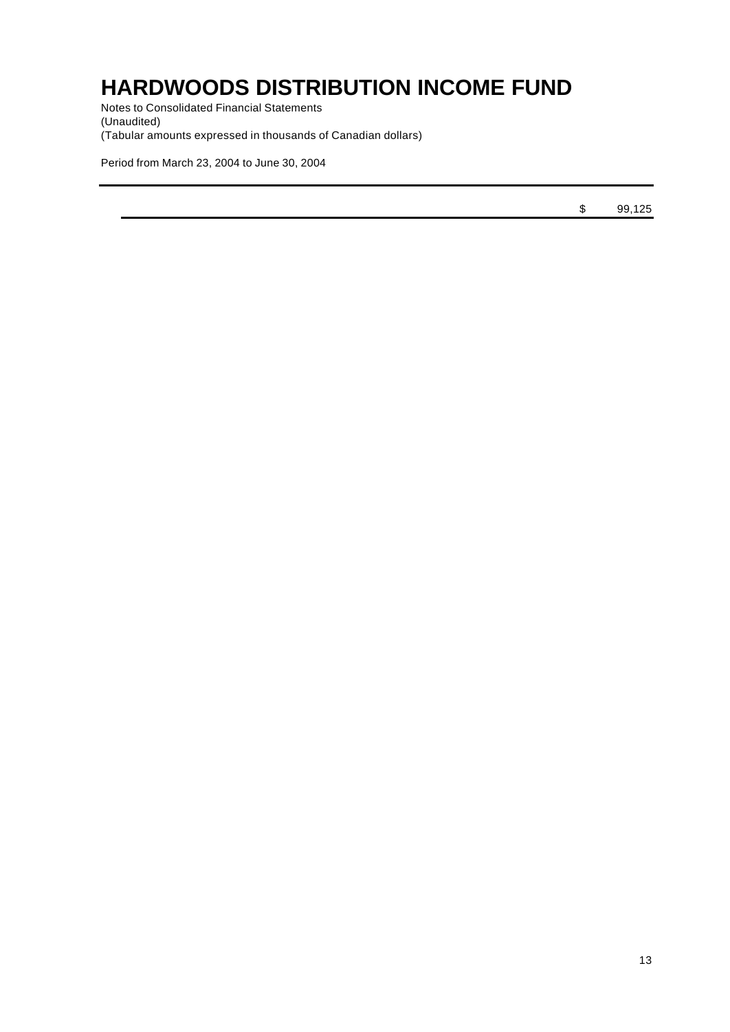# HARDWOODS DISTRIBUTION INCOME FUND

Notes to Consolidated Financial Statements
(Unaudited)
(Tabular amounts expressed in thousands of Canadian dollars)

Period from March 23, 2004 to June 30, 2004

| | | |
|---|---|---|
| | $ | 99,125 |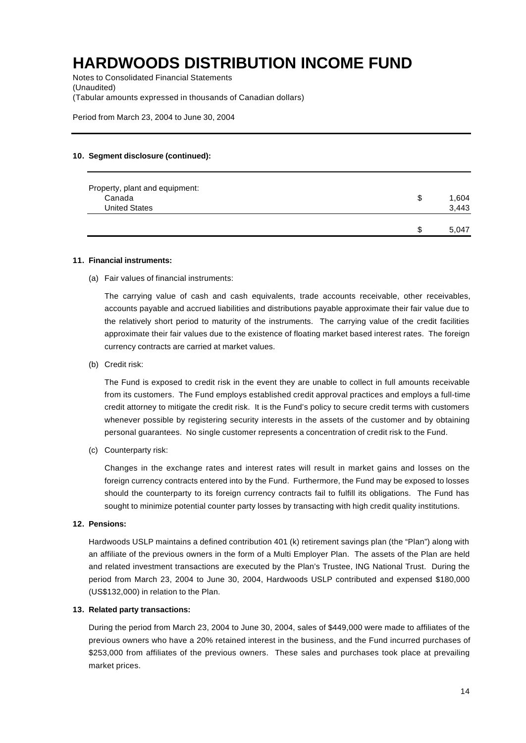# HARDWOODS DISTRIBUTION INCOME FUND

Notes to Consolidated Financial Statements
(Unaudited)
(Tabular amounts expressed in thousands of Canadian dollars)

Period from March 23, 2004 to June 30, 2004

**10. Segment disclosure (continued):**

| | | |
|---|---|---|
| Property, plant and equipment: | | |
| Canada | $ | 1,604 |
| United States | | 3,443 |
| | $ | 5,047 |

**11. Financial instruments:**

(a) Fair values of financial instruments:

The carrying value of cash and cash equivalents, trade accounts receivable, other receivables, accounts payable and accrued liabilities and distributions payable approximate their fair value due to the relatively short period to maturity of the instruments. The carrying value of the credit facilities approximate their fair values due to the existence of floating market based interest rates. The foreign currency contracts are carried at market values.

(b) Credit risk:

The Fund is exposed to credit risk in the event they are unable to collect in full amounts receivable from its customers. The Fund employs established credit approval practices and employs a full-time credit attorney to mitigate the credit risk. It is the Fund's policy to secure credit terms with customers whenever possible by registering security interests in the assets of the customer and by obtaining personal guarantees. No single customer represents a concentration of credit risk to the Fund.

(c) Counterparty risk:

Changes in the exchange rates and interest rates will result in market gains and losses on the foreign currency contracts entered into by the Fund. Furthermore, the Fund may be exposed to losses should the counterparty to its foreign currency contracts fail to fulfill its obligations. The Fund has sought to minimize potential counter party losses by transacting with high credit quality institutions.

**12. Pensions:**

Hardwoods USLP maintains a defined contribution 401 (k) retirement savings plan (the "Plan") along with an affiliate of the previous owners in the form of a Multi Employer Plan. The assets of the Plan are held and related investment transactions are executed by the Plan's Trustee, ING National Trust. During the period from March 23, 2004 to June 30, 2004, Hardwoods USLP contributed and expensed $180,000 (US$132,000) in relation to the Plan.

**13. Related party transactions:**

During the period from March 23, 2004 to June 30, 2004, sales of $449,000 were made to affiliates of the previous owners who have a 20% retained interest in the business, and the Fund incurred purchases of $253,000 from affiliates of the previous owners. These sales and purchases took place at prevailing market prices.